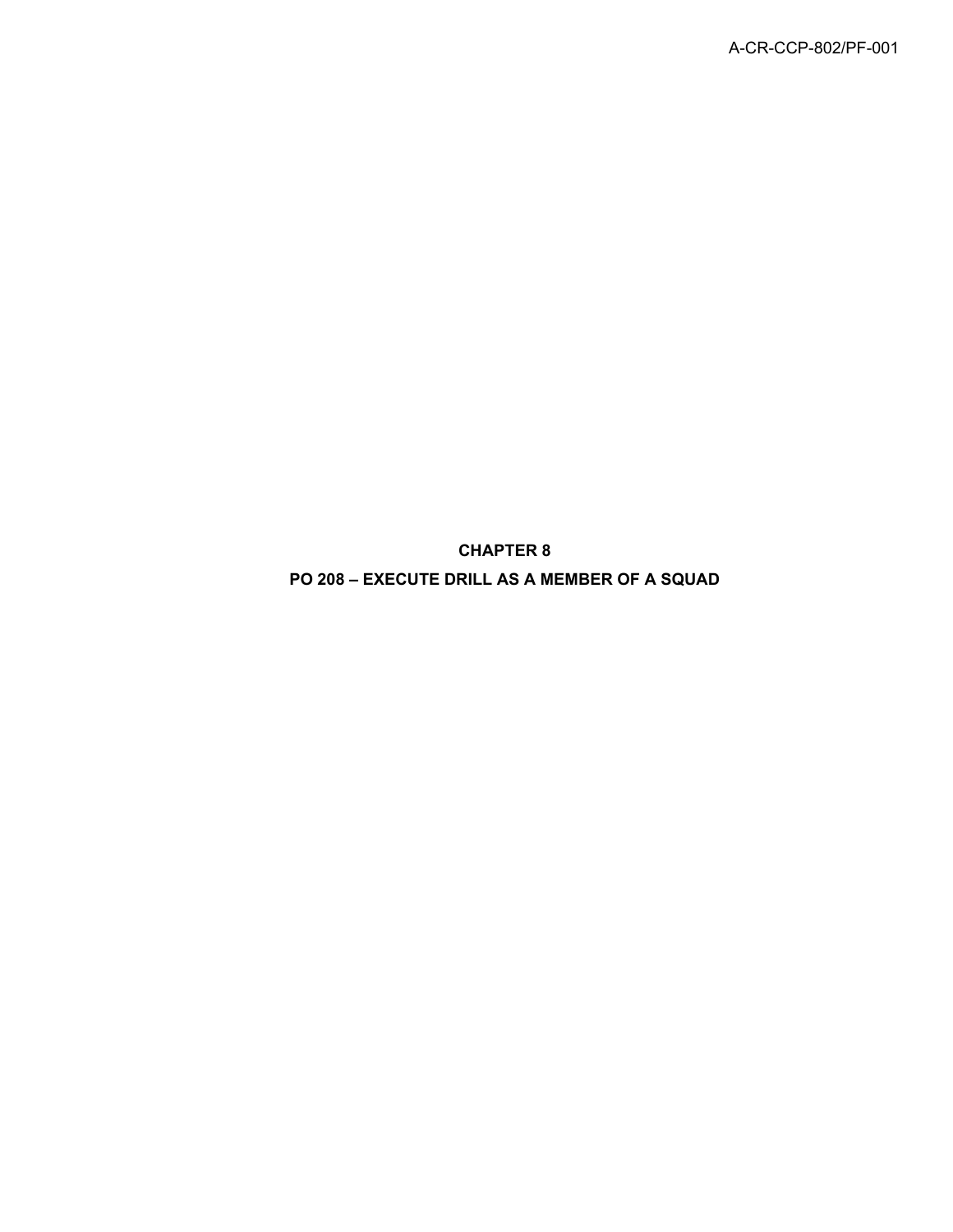# CHAPTER 8

# PO 208 – EXECUTE DRILL AS A MEMBER OF A SQUAD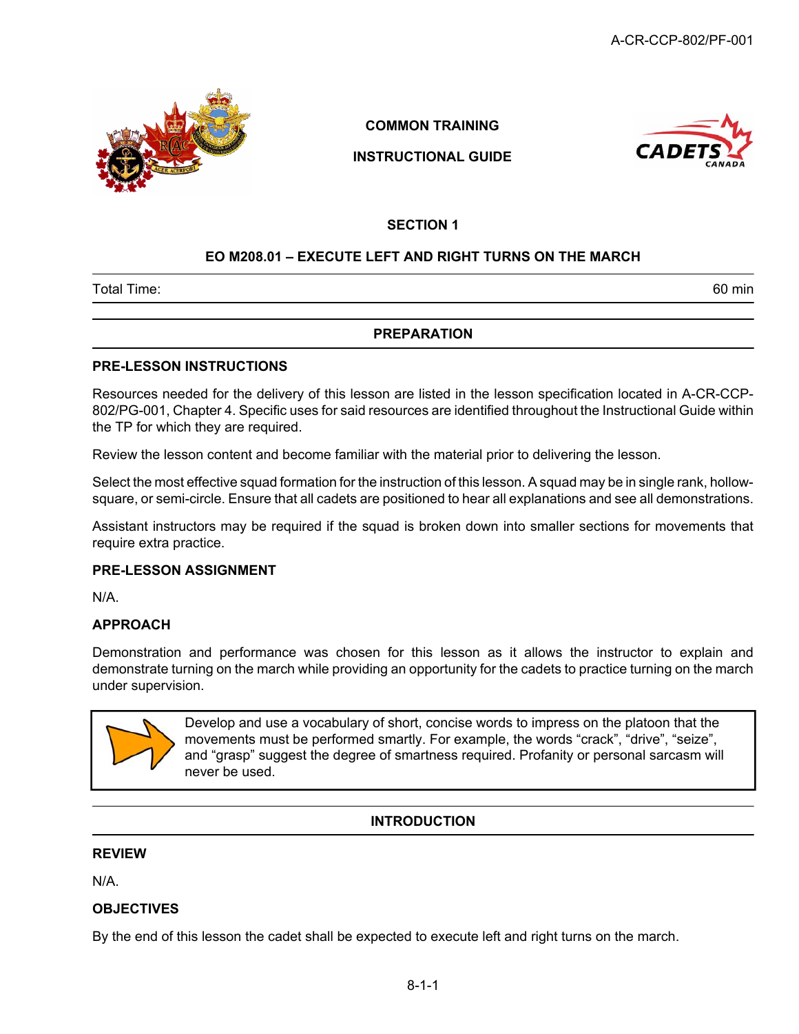**COMMON TRAINING**

**INSTRUCTIONAL GUIDE**

**SECTION 1**

**EO M208.01 – EXECUTE LEFT AND RIGHT TURNS ON THE MARCH**

| Total Time: | 60 min |
|---|---|

## PREPARATION

### PRE-LESSON INSTRUCTIONS

Resources needed for the delivery of this lesson are listed in the lesson specification located in A-CR-CCP-802/PG-001, Chapter 4. Specific uses for said resources are identified throughout the Instructional Guide within the TP for which they are required.

Review the lesson content and become familiar with the material prior to delivering the lesson.

Select the most effective squad formation for the instruction of this lesson. A squad may be in single rank, hollow-square, or semi-circle. Ensure that all cadets are positioned to hear all explanations and see all demonstrations.

Assistant instructors may be required if the squad is broken down into smaller sections for movements that require extra practice.

### PRE-LESSON ASSIGNMENT

N/A.

### APPROACH

Demonstration and performance was chosen for this lesson as it allows the instructor to explain and demonstrate turning on the march while providing an opportunity for the cadets to practice turning on the march under supervision.

> Develop and use a vocabulary of short, concise words to impress on the platoon that the movements must be performed smartly. For example, the words "crack", "drive", "seize", and "grasp" suggest the degree of smartness required. Profanity or personal sarcasm will never be used.

## INTRODUCTION

### REVIEW

N/A.

### OBJECTIVES

By the end of this lesson the cadet shall be expected to execute left and right turns on the march.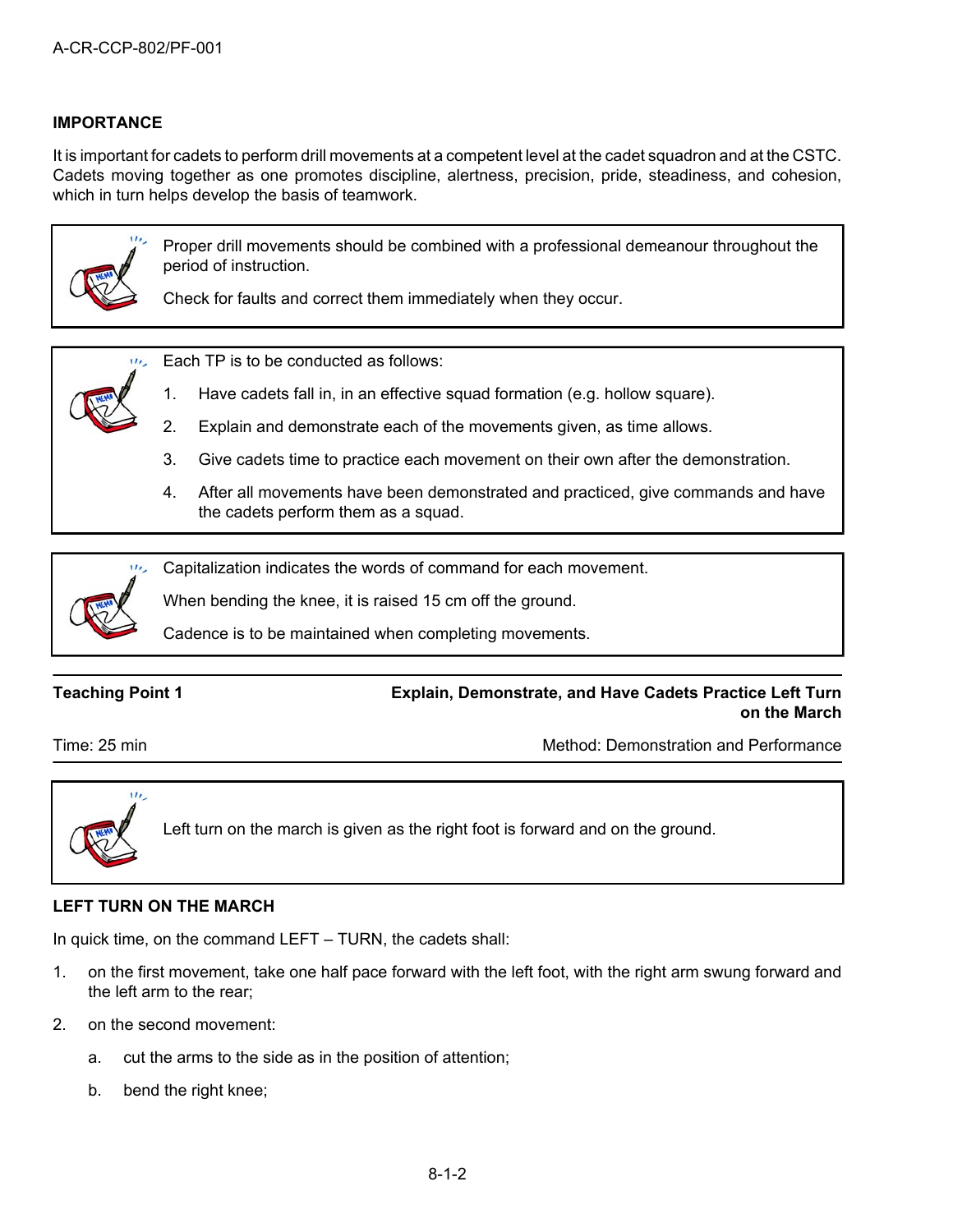**IMPORTANCE**

It is important for cadets to perform drill movements at a competent level at the cadet squadron and at the CSTC. Cadets moving together as one promotes discipline, alertness, precision, pride, steadiness, and cohesion, which in turn helps develop the basis of teamwork.

> Proper drill movements should be combined with a professional demeanour throughout the period of instruction.
>
> Check for faults and correct them immediately when they occur.

> Each TP is to be conducted as follows:
>
> 1. Have cadets fall in, in an effective squad formation (e.g. hollow square).
> 2. Explain and demonstrate each of the movements given, as time allows.
> 3. Give cadets time to practice each movement on their own after the demonstration.
> 4. After all movements have been demonstrated and practiced, give commands and have the cadets perform them as a squad.

> Capitalization indicates the words of command for each movement.
>
> When bending the knee, it is raised 15 cm off the ground.
>
> Cadence is to be maintained when completing movements.

**Teaching Point 1** — **Explain, Demonstrate, and Have Cadets Practice Left Turn on the March**

Time: 25 min — Method: Demonstration and Performance

> Left turn on the march is given as the right foot is forward and on the ground.

**LEFT TURN ON THE MARCH**

In quick time, on the command LEFT – TURN, the cadets shall:

1. on the first movement, take one half pace forward with the left foot, with the right arm swung forward and the left arm to the rear;
2. on the second movement:
   a. cut the arms to the side as in the position of attention;
   b. bend the right knee;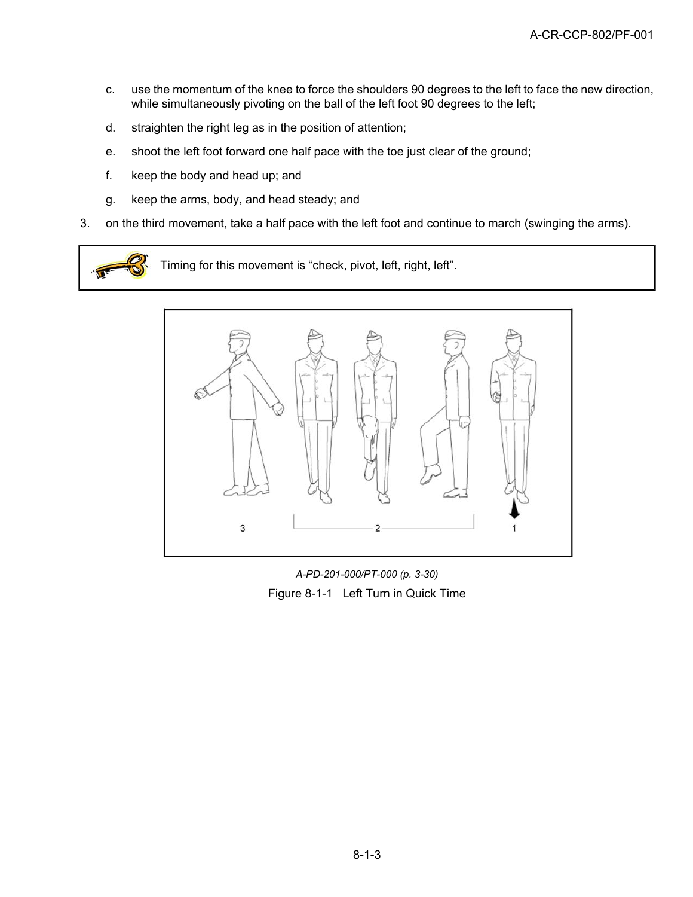c. use the momentum of the knee to force the shoulders 90 degrees to the left to face the new direction, while simultaneously pivoting on the ball of the left foot 90 degrees to the left;

d. straighten the right leg as in the position of attention;

e. shoot the left foot forward one half pace with the toe just clear of the ground;

f. keep the body and head up; and

g. keep the arms, body, and head steady; and

3. on the third movement, take a half pace with the left foot and continue to march (swinging the arms).

> Timing for this movement is "check, pivot, left, right, left".

*A-PD-201-000/PT-000 (p. 3-30)*

Figure 8-1-1 Left Turn in Quick Time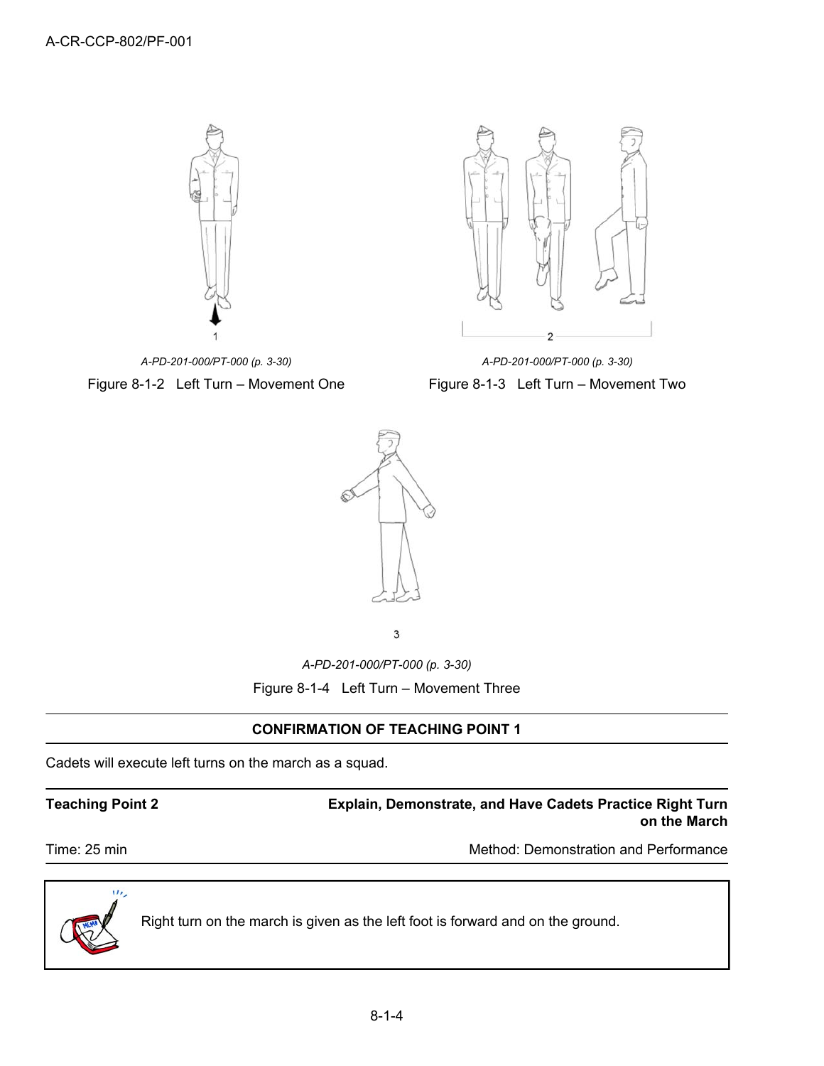A-PD-201-000/PT-000 (p. 3-30)

Figure 8-1-2 Left Turn – Movement One

A-PD-201-000/PT-000 (p. 3-30)

Figure 8-1-3 Left Turn – Movement Two

A-PD-201-000/PT-000 (p. 3-30)

Figure 8-1-4 Left Turn – Movement Three

---

**CONFIRMATION OF TEACHING POINT 1**

Cadets will execute left turns on the march as a squad.

---

| **Teaching Point 2** | **Explain, Demonstrate, and Have Cadets Practice Right Turn on the March** |
|---|---|
| Time: 25 min | Method: Demonstration and Performance |

> Right turn on the march is given as the left foot is forward and on the ground.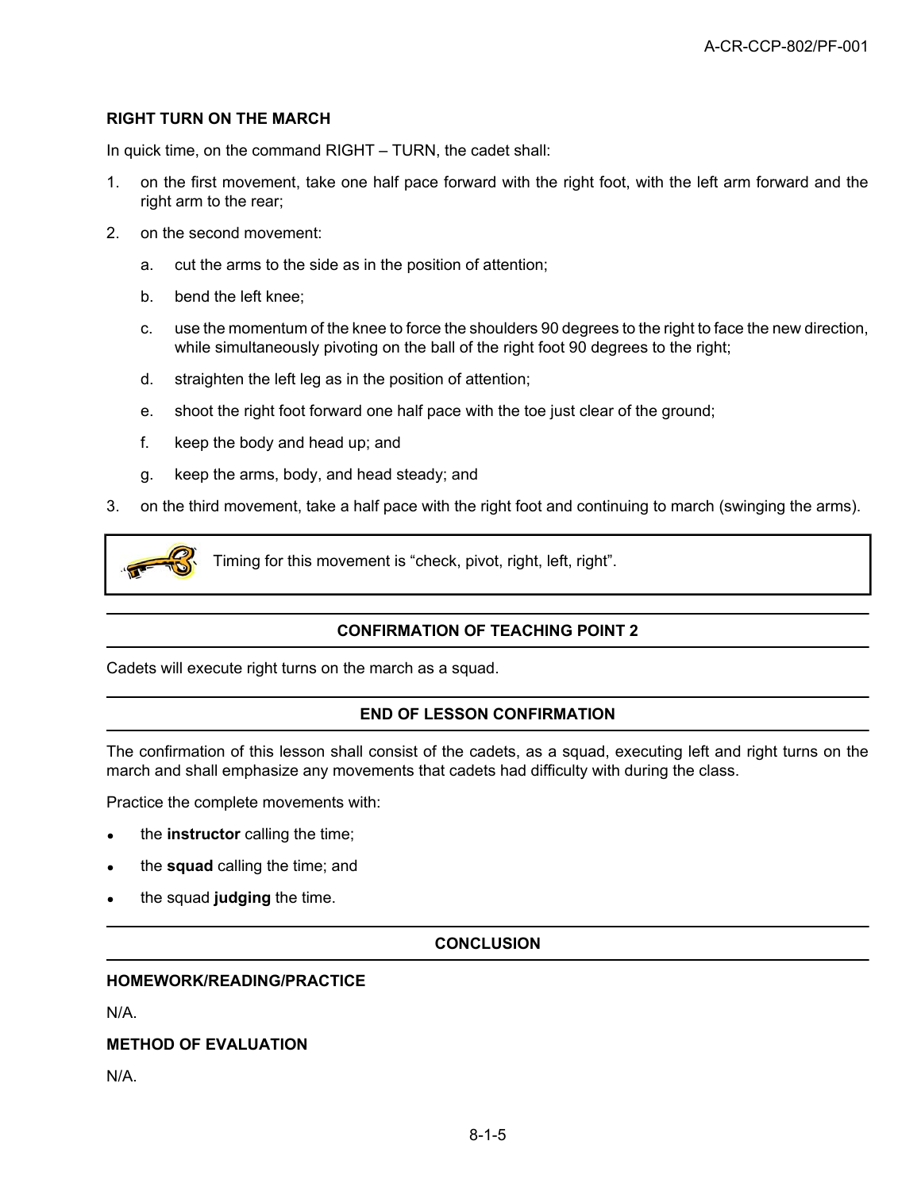### RIGHT TURN ON THE MARCH

In quick time, on the command RIGHT – TURN, the cadet shall:

1. on the first movement, take one half pace forward with the right foot, with the left arm forward and the right arm to the rear;
2. on the second movement:
   a. cut the arms to the side as in the position of attention;
   b. bend the left knee;
   c. use the momentum of the knee to force the shoulders 90 degrees to the right to face the new direction, while simultaneously pivoting on the ball of the right foot 90 degrees to the right;
   d. straighten the left leg as in the position of attention;
   e. shoot the right foot forward one half pace with the toe just clear of the ground;
   f. keep the body and head up; and
   g. keep the arms, body, and head steady; and
3. on the third movement, take a half pace with the right foot and continuing to march (swinging the arms).

> Timing for this movement is "check, pivot, right, left, right".

## CONFIRMATION OF TEACHING POINT 2

Cadets will execute right turns on the march as a squad.

## END OF LESSON CONFIRMATION

The confirmation of this lesson shall consist of the cadets, as a squad, executing left and right turns on the march and shall emphasize any movements that cadets had difficulty with during the class.

Practice the complete movements with:

- the **instructor** calling the time;
- the **squad** calling the time; and
- the squad **judging** the time.

## CONCLUSION

### HOMEWORK/READING/PRACTICE

N/A.

### METHOD OF EVALUATION

N/A.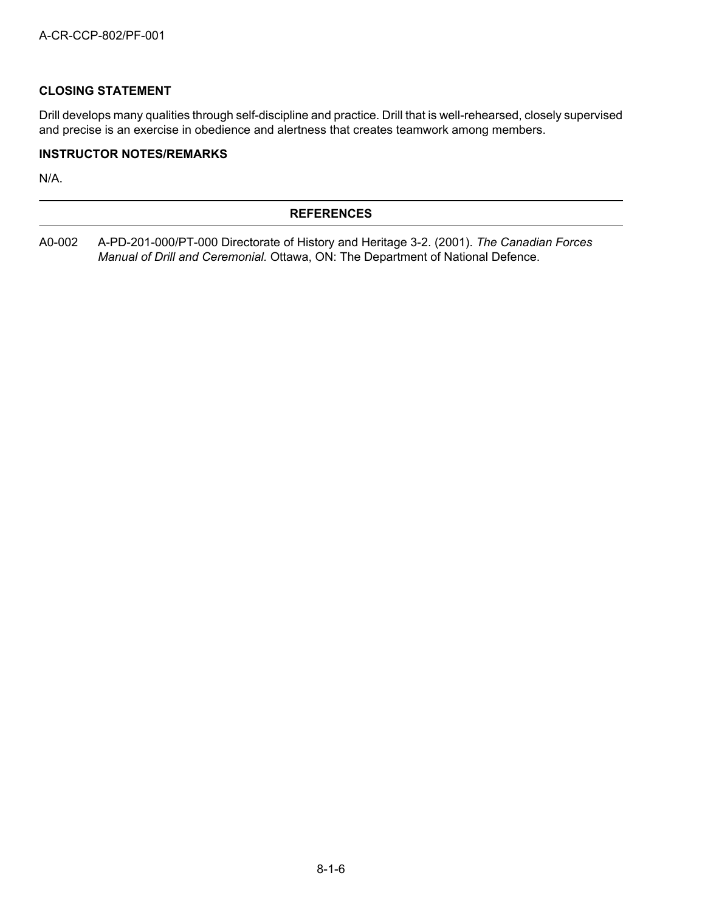**CLOSING STATEMENT**

Drill develops many qualities through self-discipline and practice. Drill that is well-rehearsed, closely supervised and precise is an exercise in obedience and alertness that creates teamwork among members.

**INSTRUCTOR NOTES/REMARKS**

N/A.

---

**REFERENCES**

---

A0-002 A-PD-201-000/PT-000 Directorate of History and Heritage 3-2. (2001). *The Canadian Forces Manual of Drill and Ceremonial.* Ottawa, ON: The Department of National Defence.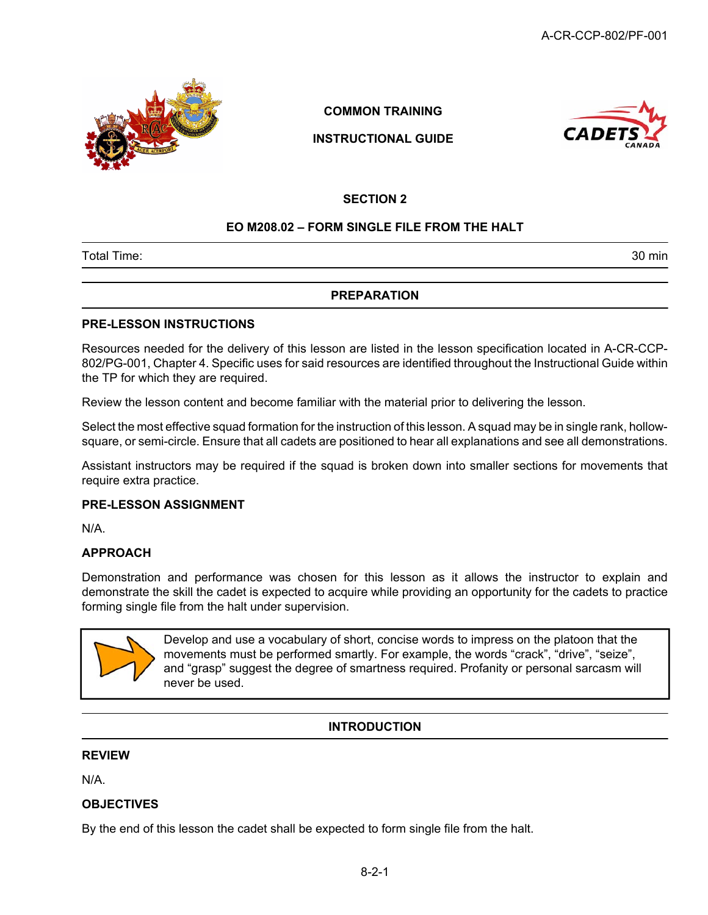COMMON TRAINING

INSTRUCTIONAL GUIDE

## SECTION 2

## EO M208.02 – FORM SINGLE FILE FROM THE HALT

| Total Time: | 30 min |
|---|---|

## PREPARATION

### PRE-LESSON INSTRUCTIONS

Resources needed for the delivery of this lesson are listed in the lesson specification located in A-CR-CCP-802/PG-001, Chapter 4. Specific uses for said resources are identified throughout the Instructional Guide within the TP for which they are required.

Review the lesson content and become familiar with the material prior to delivering the lesson.

Select the most effective squad formation for the instruction of this lesson. A squad may be in single rank, hollow-square, or semi-circle. Ensure that all cadets are positioned to hear all explanations and see all demonstrations.

Assistant instructors may be required if the squad is broken down into smaller sections for movements that require extra practice.

### PRE-LESSON ASSIGNMENT

N/A.

### APPROACH

Demonstration and performance was chosen for this lesson as it allows the instructor to explain and demonstrate the skill the cadet is expected to acquire while providing an opportunity for the cadets to practice forming single file from the halt under supervision.

> Develop and use a vocabulary of short, concise words to impress on the platoon that the movements must be performed smartly. For example, the words “crack”, “drive”, “seize”, and “grasp” suggest the degree of smartness required. Profanity or personal sarcasm will never be used.

## INTRODUCTION

### REVIEW

N/A.

### OBJECTIVES

By the end of this lesson the cadet shall be expected to form single file from the halt.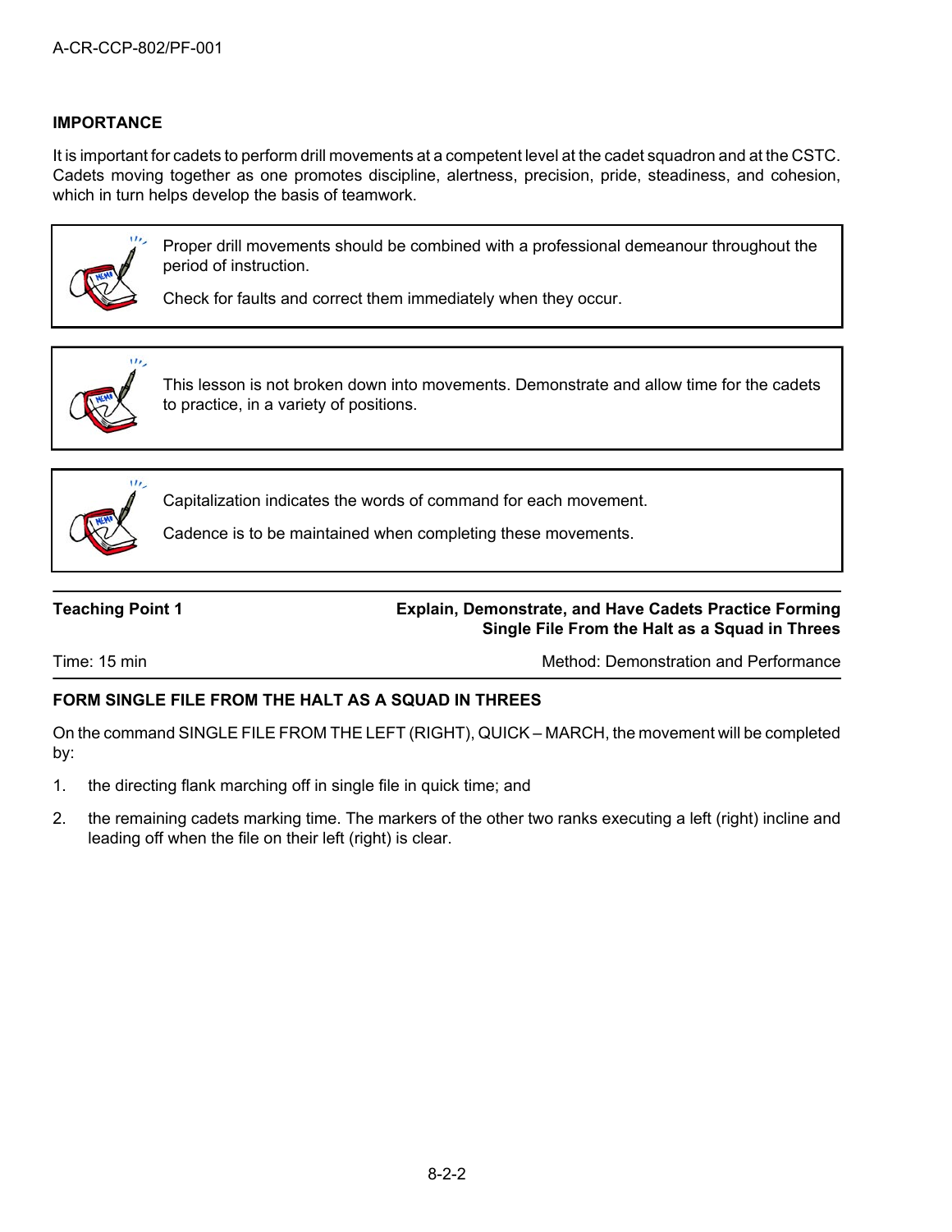## IMPORTANCE

It is important for cadets to perform drill movements at a competent level at the cadet squadron and at the CSTC. Cadets moving together as one promotes discipline, alertness, precision, pride, steadiness, and cohesion, which in turn helps develop the basis of teamwork.

> Proper drill movements should be combined with a professional demeanour throughout the period of instruction.
>
> Check for faults and correct them immediately when they occur.

> This lesson is not broken down into movements. Demonstrate and allow time for the cadets to practice, in a variety of positions.

> Capitalization indicates the words of command for each movement.
>
> Cadence is to be maintained when completing these movements.

| Teaching Point 1 | Explain, Demonstrate, and Have Cadets Practice Forming Single File From the Halt as a Squad in Threes |
|---|---|
| Time: 15 min | Method: Demonstration and Performance |

### FORM SINGLE FILE FROM THE HALT AS A SQUAD IN THREES

On the command SINGLE FILE FROM THE LEFT (RIGHT), QUICK – MARCH, the movement will be completed by:

1. the directing flank marching off in single file in quick time; and
2. the remaining cadets marking time. The markers of the other two ranks executing a left (right) incline and leading off when the file on their left (right) is clear.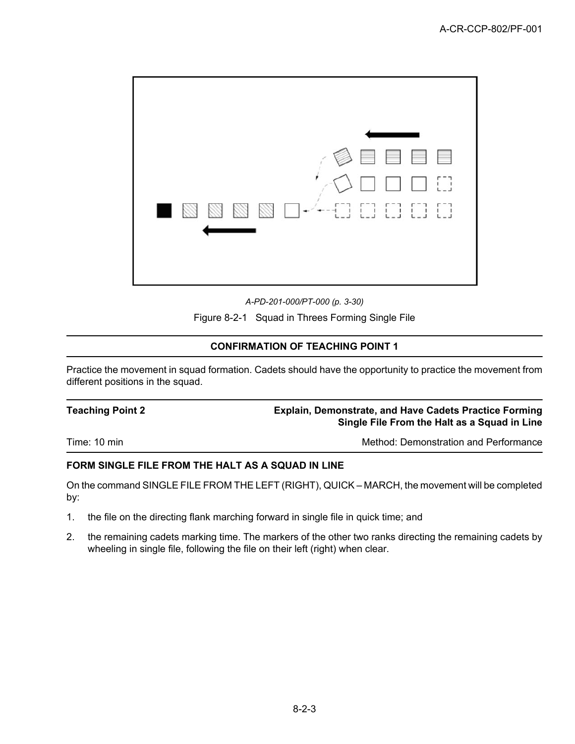A-PD-201-000/PT-000 (p. 3-30)

Figure 8-2-1 Squad in Threes Forming Single File

**CONFIRMATION OF TEACHING POINT 1**

Practice the movement in squad formation. Cadets should have the opportunity to practice the movement from different positions in the squad.

| **Teaching Point 2** | **Explain, Demonstrate, and Have Cadets Practice Forming Single File From the Halt as a Squad in Line** |
|---|---|
| Time: 10 min | Method: Demonstration and Performance |

**FORM SINGLE FILE FROM THE HALT AS A SQUAD IN LINE**

On the command SINGLE FILE FROM THE LEFT (RIGHT), QUICK – MARCH, the movement will be completed by:

1. the file on the directing flank marching forward in single file in quick time; and
2. the remaining cadets marking time. The markers of the other two ranks directing the remaining cadets by wheeling in single file, following the file on their left (right) when clear.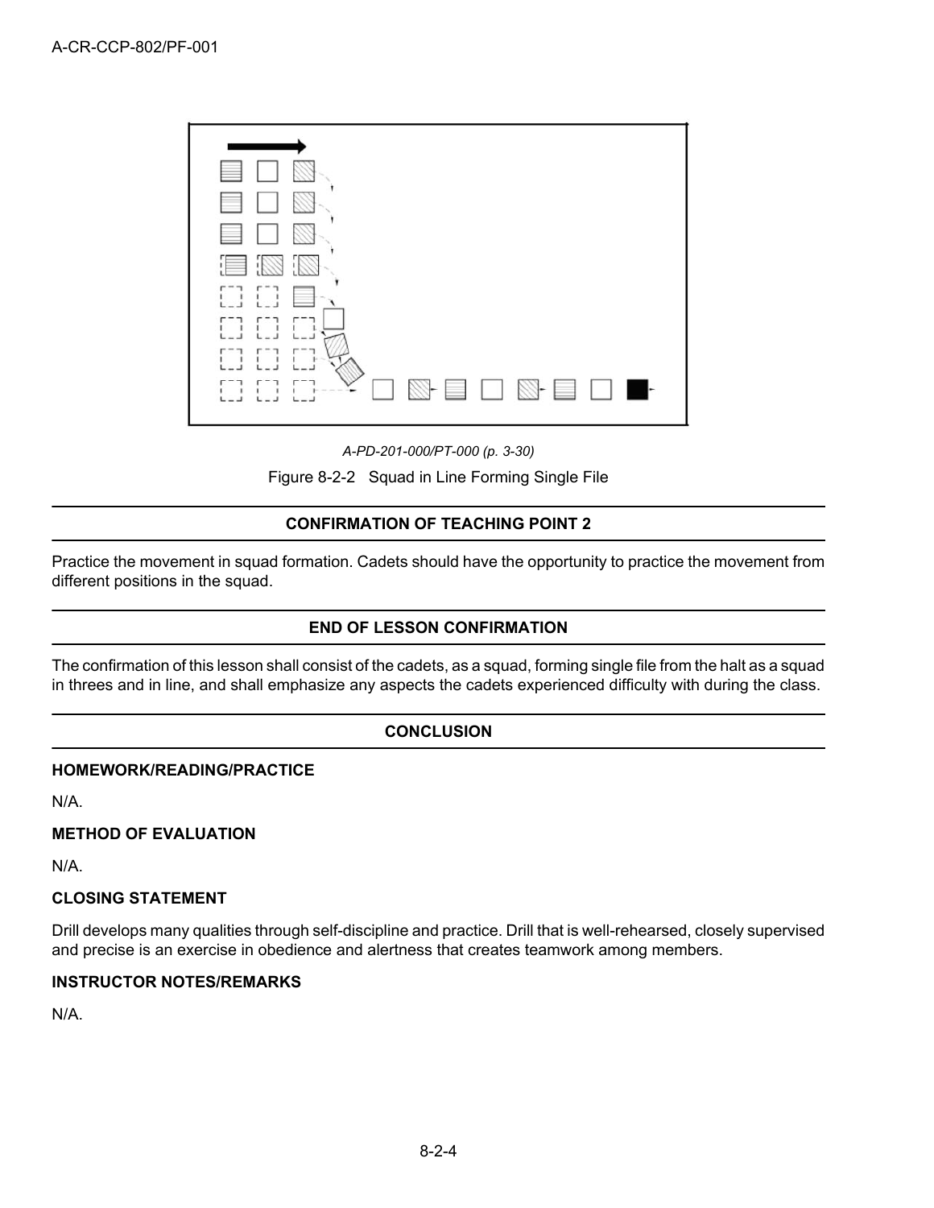A-PD-201-000/PT-000 (p. 3-30)

Figure 8-2-2 Squad in Line Forming Single File

## CONFIRMATION OF TEACHING POINT 2

Practice the movement in squad formation. Cadets should have the opportunity to practice the movement from different positions in the squad.

## END OF LESSON CONFIRMATION

The confirmation of this lesson shall consist of the cadets, as a squad, forming single file from the halt as a squad in threes and in line, and shall emphasize any aspects the cadets experienced difficulty with during the class.

## CONCLUSION

### HOMEWORK/READING/PRACTICE

N/A.

### METHOD OF EVALUATION

N/A.

### CLOSING STATEMENT

Drill develops many qualities through self-discipline and practice. Drill that is well-rehearsed, closely supervised and precise is an exercise in obedience and alertness that creates teamwork among members.

### INSTRUCTOR NOTES/REMARKS

N/A.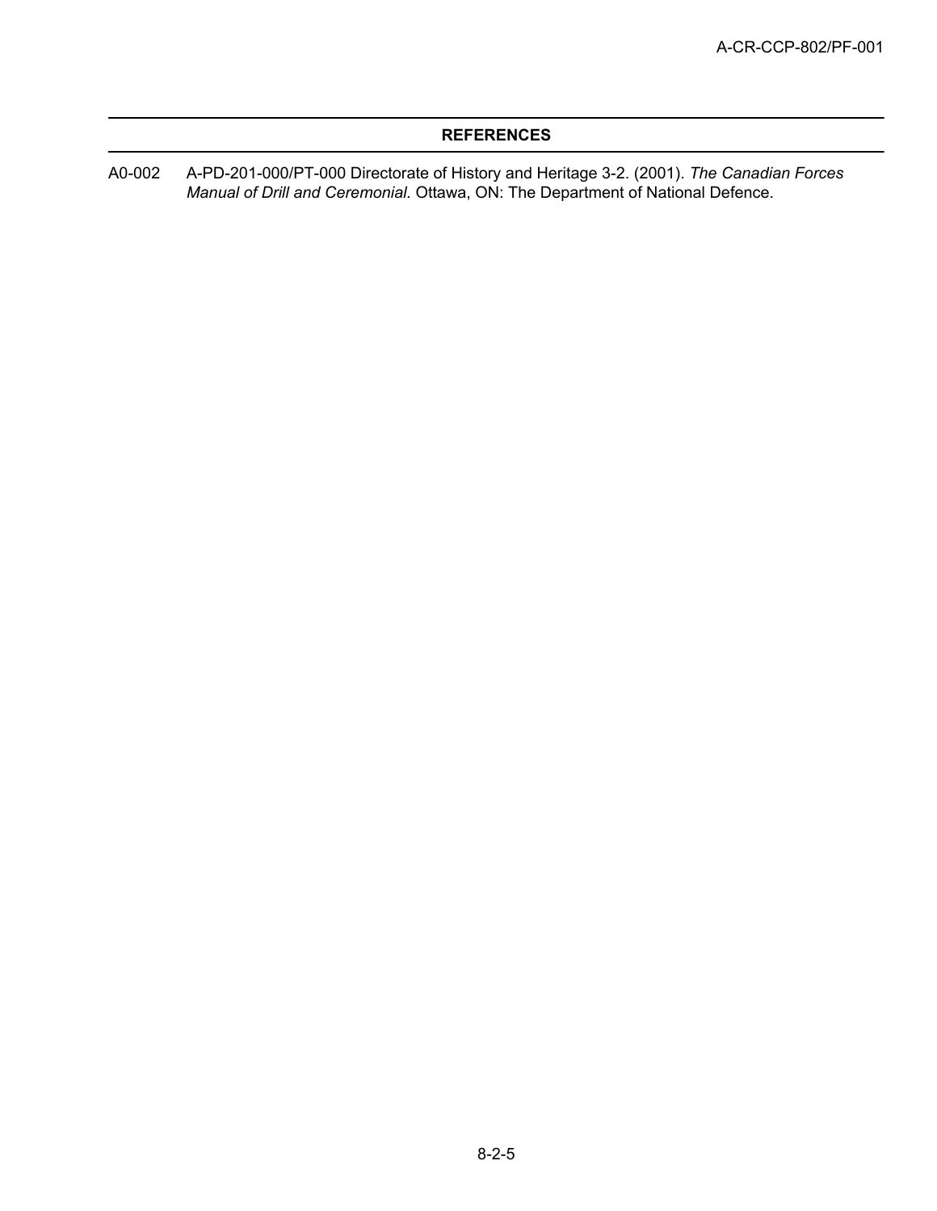## REFERENCES

A0-002 A-PD-201-000/PT-000 Directorate of History and Heritage 3-2. (2001). *The Canadian Forces Manual of Drill and Ceremonial.* Ottawa, ON: The Department of National Defence.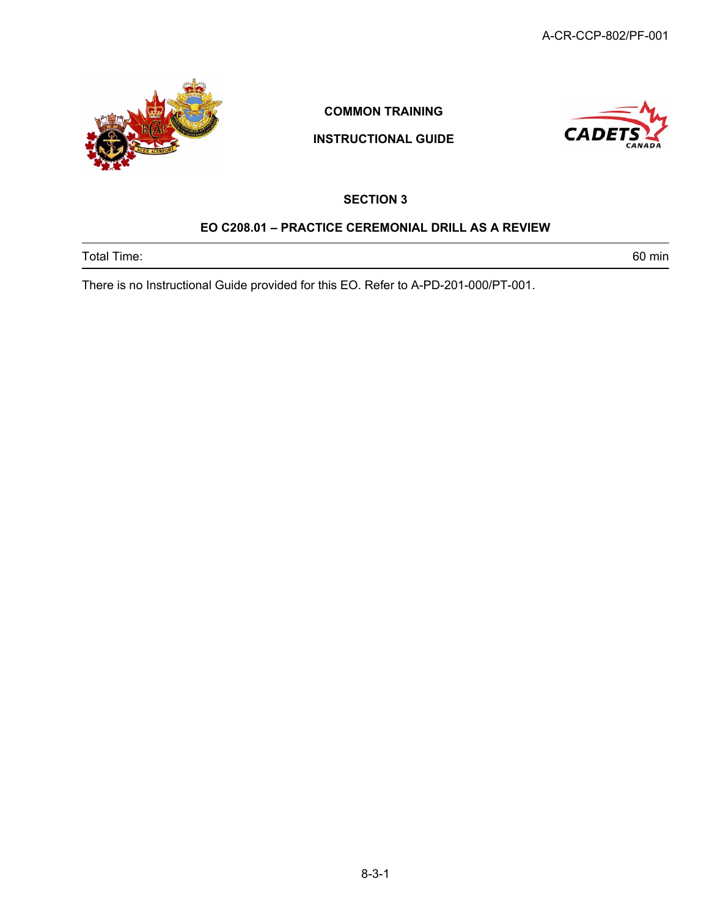**COMMON TRAINING**

**INSTRUCTIONAL GUIDE**

## SECTION 3

## EO C208.01 – PRACTICE CEREMONIAL DRILL AS A REVIEW

| Total Time: | 60 min |
|---|---|

There is no Instructional Guide provided for this EO. Refer to A-PD-201-000/PT-001.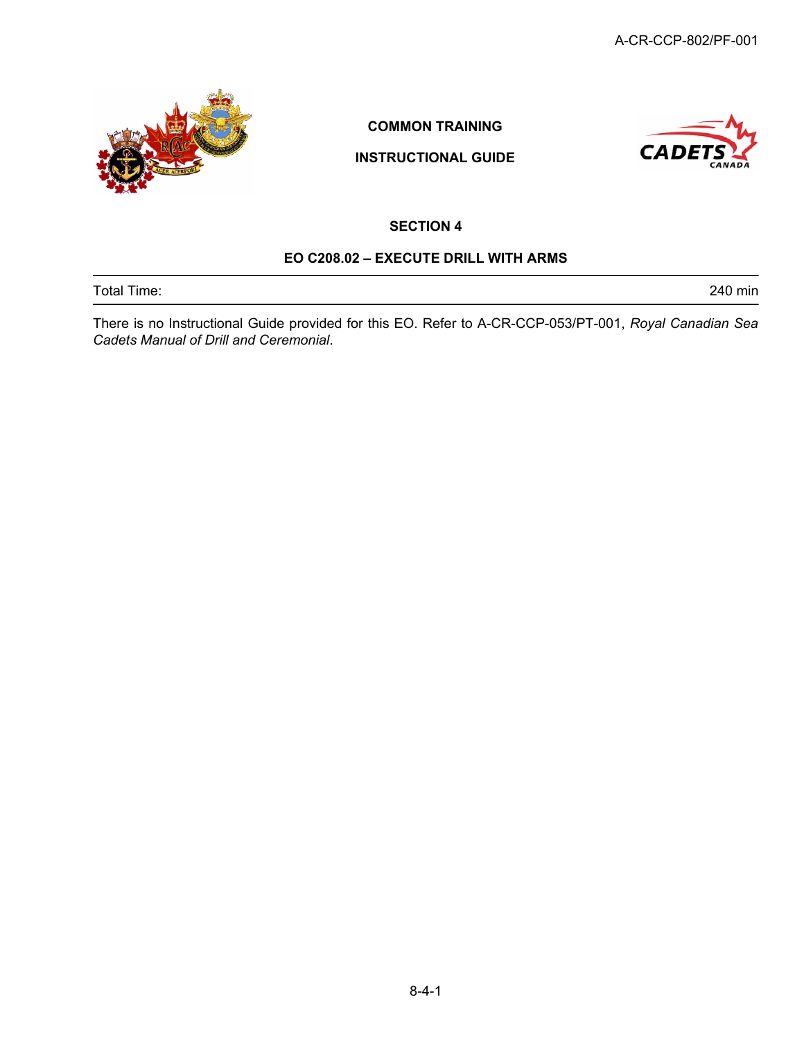**COMMON TRAINING**

**INSTRUCTIONAL GUIDE**

**SECTION 4**

**EO C208.02 – EXECUTE DRILL WITH ARMS**

| Total Time: | 240 min |
|---|---|

There is no Instructional Guide provided for this EO. Refer to A-CR-CCP-053/PT-001, *Royal Canadian Sea Cadets Manual of Drill and Ceremonial*.